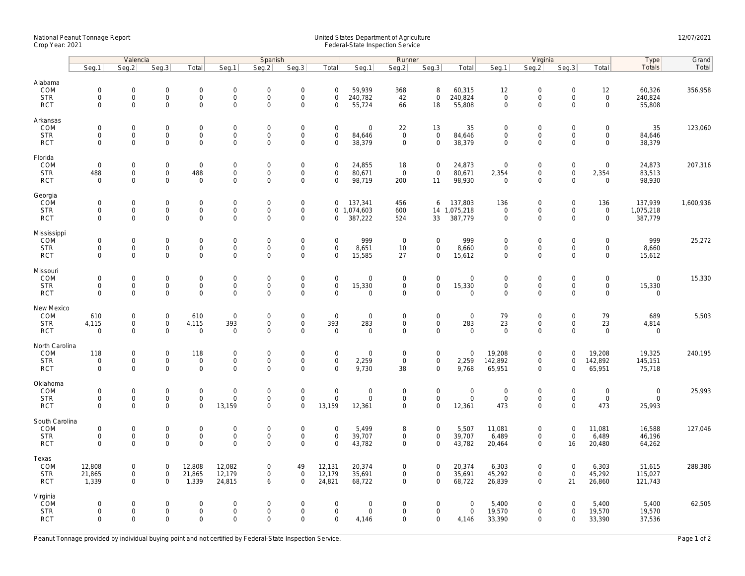National Peanut Tonnage Report
Crop Year: 2021

United States Department of Agriculture
Federal-State Inspection Service

12/07/2021

| | Valencia | | | | Spanish | | | | Runner | | | | Virginia | | | | Type | Grand |
|---|---|---|---|---|---|---|---|---|---|---|---|---|---|---|---|---|---|---|
| | Seg.1 | Seg.2 | Seg.3 | Total | Seg.1 | Seg.2 | Seg.3 | Total | Seg.1 | Seg.2 | Seg.3 | Total | Seg.1 | Seg.2 | Seg.3 | Total | Totals | Total |
| **Alabama** | | | | | | | | | | | | | | | | | | |
| COM | 0 | 0 | 0 | 0 | 0 | 0 | 0 | 0 | 59,939 | 368 | 8 | 60,315 | 12 | 0 | 0 | 12 | 60,326 | 356,958 |
| STR | 0 | 0 | 0 | 0 | 0 | 0 | 0 | 0 | 240,782 | 42 | 0 | 240,824 | 0 | 0 | 0 | 0 | 240,824 | |
| RCT | 0 | 0 | 0 | 0 | 0 | 0 | 0 | 0 | 55,724 | 66 | 18 | 55,808 | 0 | 0 | 0 | 0 | 55,808 | |
| **Arkansas** | | | | | | | | | | | | | | | | | | |
| COM | 0 | 0 | 0 | 0 | 0 | 0 | 0 | 0 | 0 | 22 | 13 | 35 | 0 | 0 | 0 | 0 | 35 | 123,060 |
| STR | 0 | 0 | 0 | 0 | 0 | 0 | 0 | 0 | 84,646 | 0 | 0 | 84,646 | 0 | 0 | 0 | 0 | 84,646 | |
| RCT | 0 | 0 | 0 | 0 | 0 | 0 | 0 | 0 | 38,379 | 0 | 0 | 38,379 | 0 | 0 | 0 | 0 | 38,379 | |
| **Florida** | | | | | | | | | | | | | | | | | | |
| COM | 0 | 0 | 0 | 0 | 0 | 0 | 0 | 0 | 24,855 | 18 | 0 | 24,873 | 0 | 0 | 0 | 0 | 24,873 | 207,316 |
| STR | 488 | 0 | 0 | 488 | 0 | 0 | 0 | 0 | 80,671 | 0 | 0 | 80,671 | 2,354 | 0 | 0 | 2,354 | 83,513 | |
| RCT | 0 | 0 | 0 | 0 | 0 | 0 | 0 | 0 | 98,719 | 200 | 11 | 98,930 | 0 | 0 | 0 | 0 | 98,930 | |
| **Georgia** | | | | | | | | | | | | | | | | | | |
| COM | 0 | 0 | 0 | 0 | 0 | 0 | 0 | 0 | 137,341 | 456 | 6 | 137,803 | 136 | 0 | 0 | 136 | 137,939 | 1,600,936 |
| STR | 0 | 0 | 0 | 0 | 0 | 0 | 0 | 0 | 1,074,603 | 600 | 14 | 1,075,218 | 0 | 0 | 0 | 0 | 1,075,218 | |
| RCT | 0 | 0 | 0 | 0 | 0 | 0 | 0 | 0 | 387,222 | 524 | 33 | 387,779 | 0 | 0 | 0 | 0 | 387,779 | |
| **Mississippi** | | | | | | | | | | | | | | | | | | |
| COM | 0 | 0 | 0 | 0 | 0 | 0 | 0 | 0 | 999 | 0 | 0 | 999 | 0 | 0 | 0 | 0 | 999 | 25,272 |
| STR | 0 | 0 | 0 | 0 | 0 | 0 | 0 | 0 | 8,651 | 10 | 0 | 8,660 | 0 | 0 | 0 | 0 | 8,660 | |
| RCT | 0 | 0 | 0 | 0 | 0 | 0 | 0 | 0 | 15,585 | 27 | 0 | 15,612 | 0 | 0 | 0 | 0 | 15,612 | |
| **Missouri** | | | | | | | | | | | | | | | | | | |
| COM | 0 | 0 | 0 | 0 | 0 | 0 | 0 | 0 | 0 | 0 | 0 | 0 | 0 | 0 | 0 | 0 | 0 | 15,330 |
| STR | 0 | 0 | 0 | 0 | 0 | 0 | 0 | 0 | 15,330 | 0 | 0 | 15,330 | 0 | 0 | 0 | 0 | 15,330 | |
| RCT | 0 | 0 | 0 | 0 | 0 | 0 | 0 | 0 | 0 | 0 | 0 | 0 | 0 | 0 | 0 | 0 | 0 | |
| **New Mexico** | | | | | | | | | | | | | | | | | | |
| COM | 610 | 0 | 0 | 610 | 0 | 0 | 0 | 0 | 0 | 0 | 0 | 0 | 79 | 0 | 0 | 79 | 689 | 5,503 |
| STR | 4,115 | 0 | 0 | 4,115 | 393 | 0 | 0 | 393 | 283 | 0 | 0 | 283 | 23 | 0 | 0 | 23 | 4,814 | |
| RCT | 0 | 0 | 0 | 0 | 0 | 0 | 0 | 0 | 0 | 0 | 0 | 0 | 0 | 0 | 0 | 0 | 0 | |
| **North Carolina** | | | | | | | | | | | | | | | | | | |
| COM | 118 | 0 | 0 | 118 | 0 | 0 | 0 | 0 | 0 | 0 | 0 | 0 | 19,208 | 0 | 0 | 19,208 | 19,325 | 240,195 |
| STR | 0 | 0 | 0 | 0 | 0 | 0 | 0 | 0 | 2,259 | 0 | 0 | 2,259 | 142,892 | 0 | 0 | 142,892 | 145,151 | |
| RCT | 0 | 0 | 0 | 0 | 0 | 0 | 0 | 0 | 9,730 | 38 | 0 | 9,768 | 65,951 | 0 | 0 | 65,951 | 75,718 | |
| **Oklahoma** | | | | | | | | | | | | | | | | | | |
| COM | 0 | 0 | 0 | 0 | 0 | 0 | 0 | 0 | 0 | 0 | 0 | 0 | 0 | 0 | 0 | 0 | 0 | 25,993 |
| STR | 0 | 0 | 0 | 0 | 0 | 0 | 0 | 0 | 0 | 0 | 0 | 0 | 0 | 0 | 0 | 0 | 0 | |
| RCT | 0 | 0 | 0 | 0 | 13,159 | 0 | 0 | 13,159 | 12,361 | 0 | 0 | 12,361 | 473 | 0 | 0 | 473 | 25,993 | |
| **South Carolina** | | | | | | | | | | | | | | | | | | |
| COM | 0 | 0 | 0 | 0 | 0 | 0 | 0 | 0 | 5,499 | 8 | 0 | 5,507 | 11,081 | 0 | 0 | 11,081 | 16,588 | 127,046 |
| STR | 0 | 0 | 0 | 0 | 0 | 0 | 0 | 0 | 39,707 | 0 | 0 | 39,707 | 6,489 | 0 | 0 | 6,489 | 46,196 | |
| RCT | 0 | 0 | 0 | 0 | 0 | 0 | 0 | 0 | 43,782 | 0 | 0 | 43,782 | 20,464 | 0 | 16 | 20,480 | 64,262 | |
| **Texas** | | | | | | | | | | | | | | | | | | |
| COM | 12,808 | 0 | 0 | 12,808 | 12,082 | 0 | 49 | 12,131 | 20,374 | 0 | 0 | 20,374 | 6,303 | 0 | 0 | 6,303 | 51,615 | 288,386 |
| STR | 21,865 | 0 | 0 | 21,865 | 12,179 | 0 | 0 | 12,179 | 35,691 | 0 | 0 | 35,691 | 45,292 | 0 | 0 | 45,292 | 115,027 | |
| RCT | 1,339 | 0 | 0 | 1,339 | 24,815 | 6 | 0 | 24,821 | 68,722 | 0 | 0 | 68,722 | 26,839 | 0 | 21 | 26,860 | 121,743 | |
| **Virginia** | | | | | | | | | | | | | | | | | | |
| COM | 0 | 0 | 0 | 0 | 0 | 0 | 0 | 0 | 0 | 0 | 0 | 0 | 5,400 | 0 | 0 | 5,400 | 5,400 | 62,505 |
| STR | 0 | 0 | 0 | 0 | 0 | 0 | 0 | 0 | 0 | 0 | 0 | 0 | 19,570 | 0 | 0 | 19,570 | 19,570 | |
| RCT | 0 | 0 | 0 | 0 | 0 | 0 | 0 | 0 | 4,146 | 0 | 0 | 4,146 | 33,390 | 0 | 0 | 33,390 | 37,536 | |

Peanut Tonnage provided by individual buying point and not certified by Federal-State Inspection Service.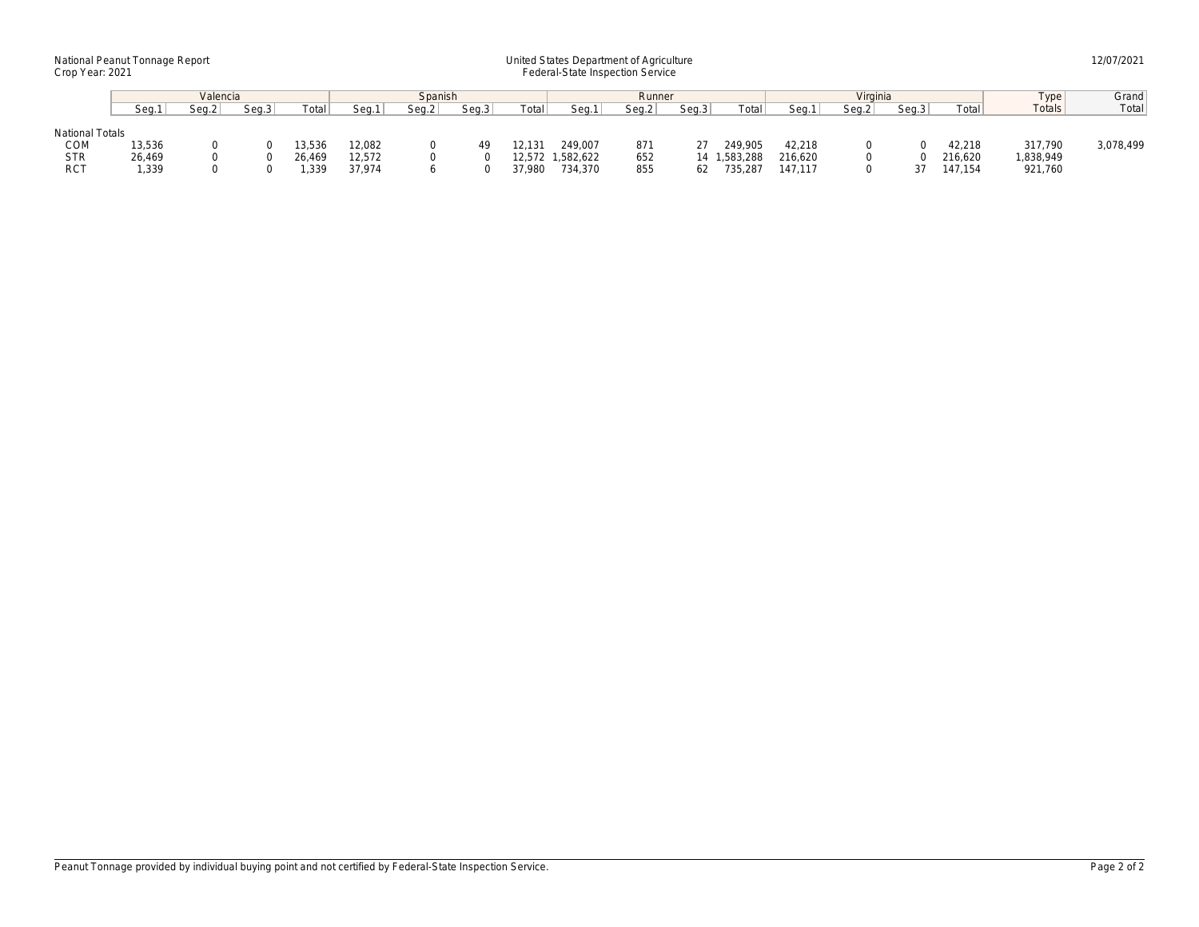National Peanut Tonnage Report
Crop Year: 2021

United States Department of Agriculture
Federal-State Inspection Service

12/07/2021

| | Valencia | | | | Spanish | | | | Runner | | | | Virginia | | | | Type | Grand |
|---|---|---|---|---|---|---|---|---|---|---|---|---|---|---|---|---|---|---|
| | Seg.1 | Seg.2 | Seg.3 | Total | Seg.1 | Seg.2 | Seg.3 | Total | Seg.1 | Seg.2 | Seg.3 | Total | Seg.1 | Seg.2 | Seg.3 | Total | Totals | Total |
| National Totals | | | | | | | | | | | | | | | | | | |
| COM | 13,536 | 0 | 0 | 13,536 | 12,082 | 0 | 49 | 12,131 | 249,007 | 871 | 27 | 249,905 | 42,218 | 0 | 0 | 42,218 | 317,790 | 3,078,499 |
| STR | 26,469 | 0 | 0 | 26,469 | 12,572 | 0 | 0 | 12,572 | 1,582,622 | 652 | 14 | 1,583,288 | 216,620 | 0 | 0 | 216,620 | 1,838,949 | |
| RCT | 1,339 | 0 | 0 | 1,339 | 37,974 | 6 | 0 | 37,980 | 734,370 | 855 | 62 | 735,287 | 147,117 | 0 | 37 | 147,154 | 921,760 | |

Peanut Tonnage provided by individual buying point and not certified by Federal-State Inspection Service.